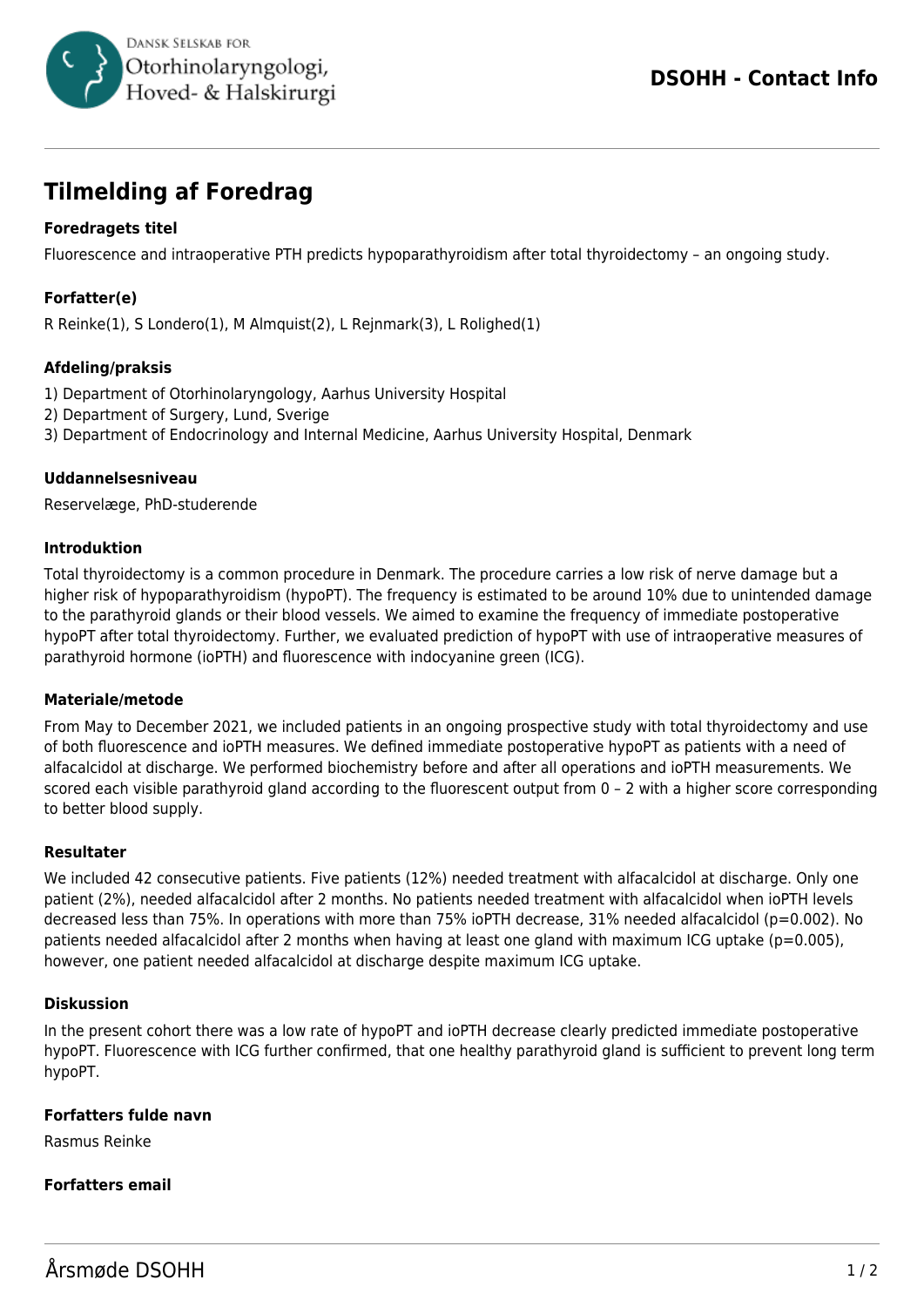# Tilmelding af Foredrag

### Foredragets titel

Fluorescence and intraoperative PTH predicts hypoparathyroidism after total thyroidectomy – an ongoing study.

### Forfatter(e)

R Reinke(1), S Londero(1), M Almquist(2), L Rejnmark(3), L Rolighed(1)

### Afdeling/praksis

1) Department of Otorhinolaryngology, Aarhus University Hospital
2) Department of Surgery, Lund, Sverige
3) Department of Endocrinology and Internal Medicine, Aarhus University Hospital, Denmark

### Uddannelsesniveau

Reservelæge, PhD-studerende

### Introduktion

Total thyroidectomy is a common procedure in Denmark. The procedure carries a low risk of nerve damage but a higher risk of hypoparathyroidism (hypoPT). The frequency is estimated to be around 10% due to unintended damage to the parathyroid glands or their blood vessels. We aimed to examine the frequency of immediate postoperative hypoPT after total thyroidectomy. Further, we evaluated prediction of hypoPT with use of intraoperative measures of parathyroid hormone (ioPTH) and fluorescence with indocyanine green (ICG).

### Materiale/metode

From May to December 2021, we included patients in an ongoing prospective study with total thyroidectomy and use of both fluorescence and ioPTH measures. We defined immediate postoperative hypoPT as patients with a need of alfacalcidol at discharge. We performed biochemistry before and after all operations and ioPTH measurements. We scored each visible parathyroid gland according to the fluorescent output from 0 – 2 with a higher score corresponding to better blood supply.

### Resultater

We included 42 consecutive patients. Five patients (12%) needed treatment with alfacalcidol at discharge. Only one patient (2%), needed alfacalcidol after 2 months. No patients needed treatment with alfacalcidol when ioPTH levels decreased less than 75%. In operations with more than 75% ioPTH decrease, 31% needed alfacalcidol ($p=0.002$). No patients needed alfacalcidol after 2 months when having at least one gland with maximum ICG uptake ($p=0.005$), however, one patient needed alfacalcidol at discharge despite maximum ICG uptake.

### Diskussion

In the present cohort there was a low rate of hypoPT and ioPTH decrease clearly predicted immediate postoperative hypoPT. Fluorescence with ICG further confirmed, that one healthy parathyroid gland is sufficient to prevent long term hypoPT.

### Forfatters fulde navn

Rasmus Reinke

### Forfatters email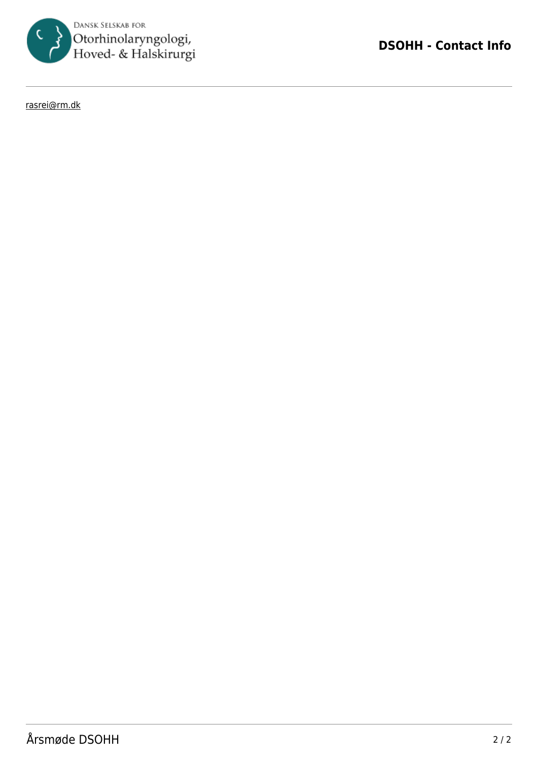rasrei@rm.dk